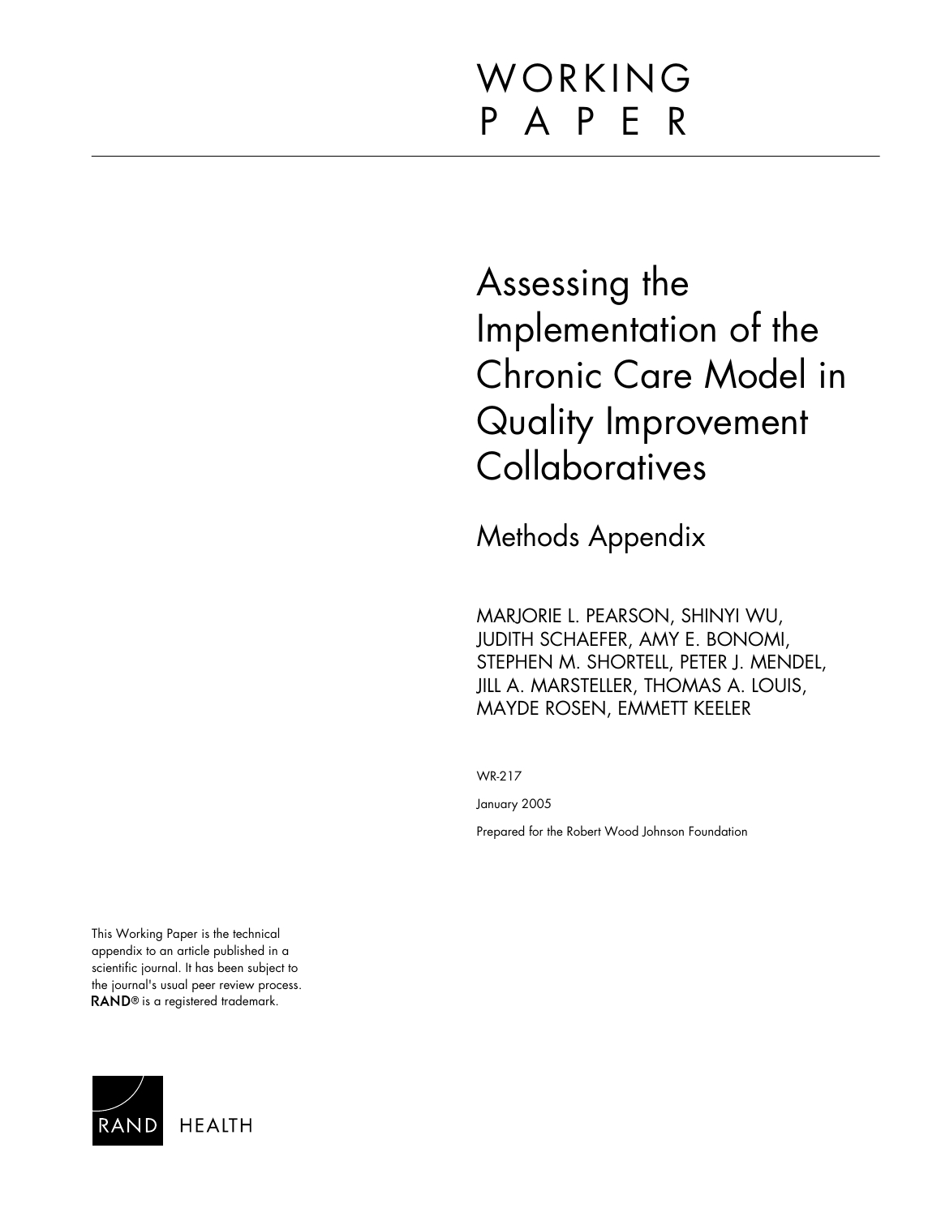# WORKING PAPER

# Assessing the Implementation of the Chronic Care Model in Quality Improvement Collaboratives

## Methods Appendix

MARJORIE L. PEARSON, SHINYI WU, JUDITH SCHAEFER, AMY E. BONOMI, STEPHEN M. SHORTELL, PETER J. MENDEL, JILL A. MARSTELLER, THOMAS A. LOUIS, MAYDE ROSEN, EMMETT KEELER

WR-217

January 2005

Prepared for the Robert Wood Johnson Foundation

This Working Paper is the technical appendix to an article published in a scientific journal. It has been subject to the journal's usual peer review process. RAND® is a registered trademark.

RAND HEALTH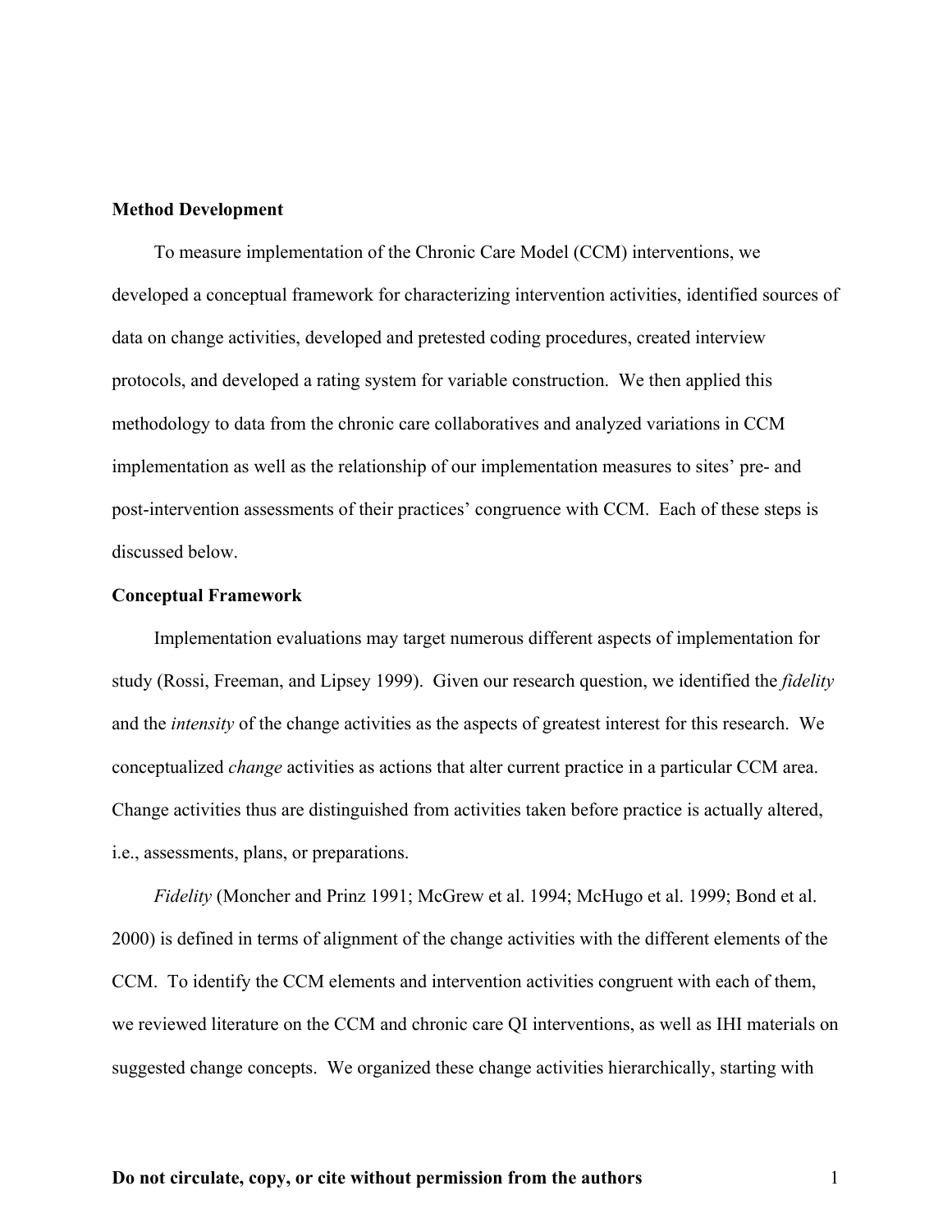**Method Development**

To measure implementation of the Chronic Care Model (CCM) interventions, we developed a conceptual framework for characterizing intervention activities, identified sources of data on change activities, developed and pretested coding procedures, created interview protocols, and developed a rating system for variable construction. We then applied this methodology to data from the chronic care collaboratives and analyzed variations in CCM implementation as well as the relationship of our implementation measures to sites' pre- and post-intervention assessments of their practices' congruence with CCM. Each of these steps is discussed below.

**Conceptual Framework**

Implementation evaluations may target numerous different aspects of implementation for study (Rossi, Freeman, and Lipsey 1999). Given our research question, we identified the *fidelity* and the *intensity* of the change activities as the aspects of greatest interest for this research. We conceptualized *change* activities as actions that alter current practice in a particular CCM area. Change activities thus are distinguished from activities taken before practice is actually altered, i.e., assessments, plans, or preparations.

*Fidelity* (Moncher and Prinz 1991; McGrew et al. 1994; McHugo et al. 1999; Bond et al. 2000) is defined in terms of alignment of the change activities with the different elements of the CCM. To identify the CCM elements and intervention activities congruent with each of them, we reviewed literature on the CCM and chronic care QI interventions, as well as IHI materials on suggested change concepts. We organized these change activities hierarchically, starting with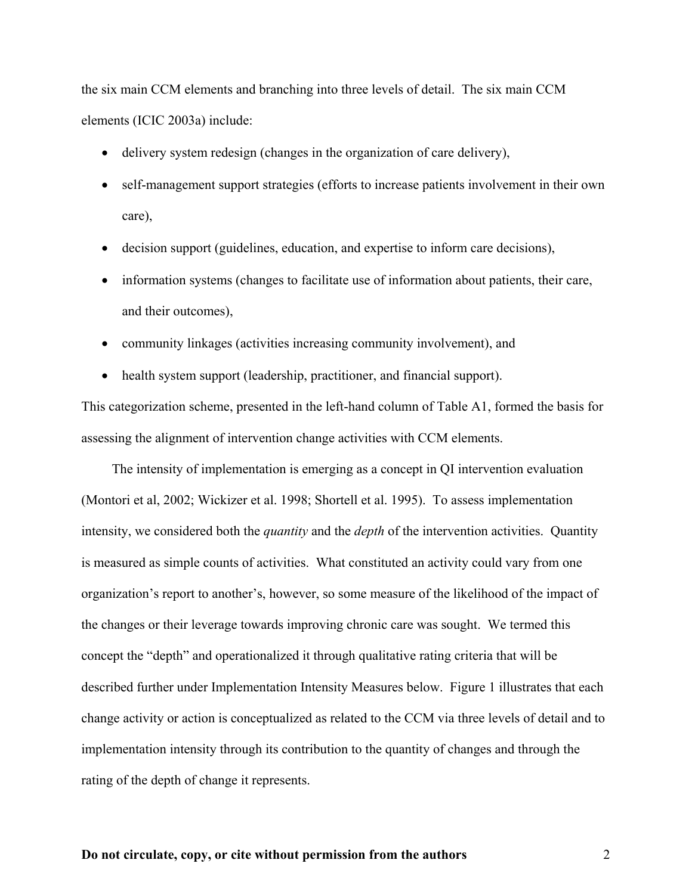the six main CCM elements and branching into three levels of detail. The six main CCM elements (ICIC 2003a) include:

- delivery system redesign (changes in the organization of care delivery),
- self-management support strategies (efforts to increase patients involvement in their own care),
- decision support (guidelines, education, and expertise to inform care decisions),
- information systems (changes to facilitate use of information about patients, their care, and their outcomes),
- community linkages (activities increasing community involvement), and
- health system support (leadership, practitioner, and financial support).

This categorization scheme, presented in the left-hand column of Table A1, formed the basis for assessing the alignment of intervention change activities with CCM elements.

The intensity of implementation is emerging as a concept in QI intervention evaluation (Montori et al, 2002; Wickizer et al. 1998; Shortell et al. 1995). To assess implementation intensity, we considered both the *quantity* and the *depth* of the intervention activities. Quantity is measured as simple counts of activities. What constituted an activity could vary from one organization's report to another's, however, so some measure of the likelihood of the impact of the changes or their leverage towards improving chronic care was sought. We termed this concept the "depth" and operationalized it through qualitative rating criteria that will be described further under Implementation Intensity Measures below. Figure 1 illustrates that each change activity or action is conceptualized as related to the CCM via three levels of detail and to implementation intensity through its contribution to the quantity of changes and through the rating of the depth of change it represents.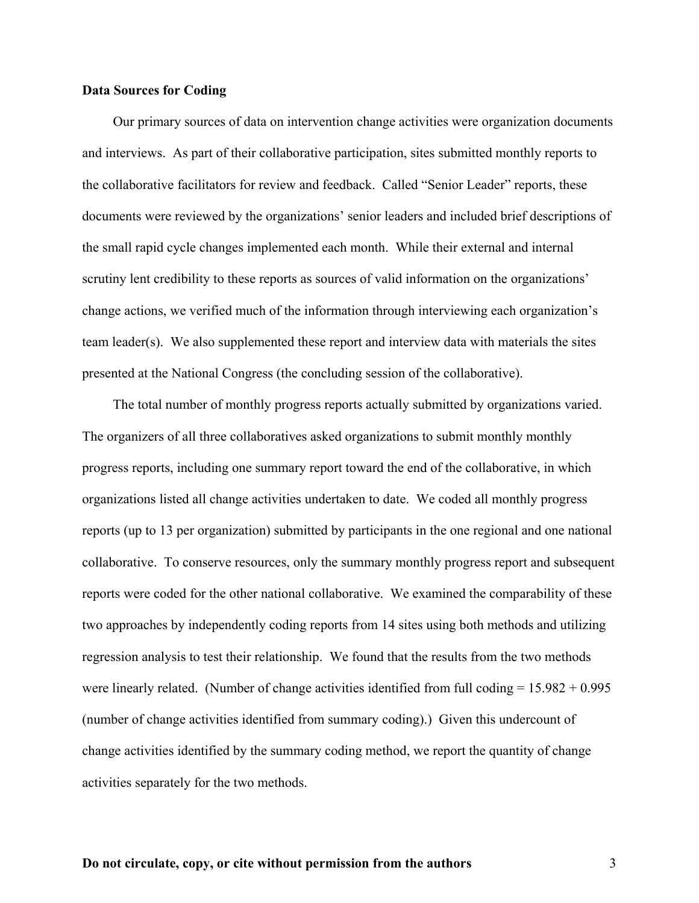**Data Sources for Coding**

Our primary sources of data on intervention change activities were organization documents and interviews. As part of their collaborative participation, sites submitted monthly reports to the collaborative facilitators for review and feedback. Called "Senior Leader" reports, these documents were reviewed by the organizations' senior leaders and included brief descriptions of the small rapid cycle changes implemented each month. While their external and internal scrutiny lent credibility to these reports as sources of valid information on the organizations' change actions, we verified much of the information through interviewing each organization's team leader(s). We also supplemented these report and interview data with materials the sites presented at the National Congress (the concluding session of the collaborative).

The total number of monthly progress reports actually submitted by organizations varied. The organizers of all three collaboratives asked organizations to submit monthly monthly progress reports, including one summary report toward the end of the collaborative, in which organizations listed all change activities undertaken to date. We coded all monthly progress reports (up to 13 per organization) submitted by participants in the one regional and one national collaborative. To conserve resources, only the summary monthly progress report and subsequent reports were coded for the other national collaborative. We examined the comparability of these two approaches by independently coding reports from 14 sites using both methods and utilizing regression analysis to test their relationship. We found that the results from the two methods were linearly related. (Number of change activities identified from full coding = 15.982 + 0.995 (number of change activities identified from summary coding).) Given this undercount of change activities identified by the summary coding method, we report the quantity of change activities separately for the two methods.

**Do not circulate, copy, or cite without permission from the authors**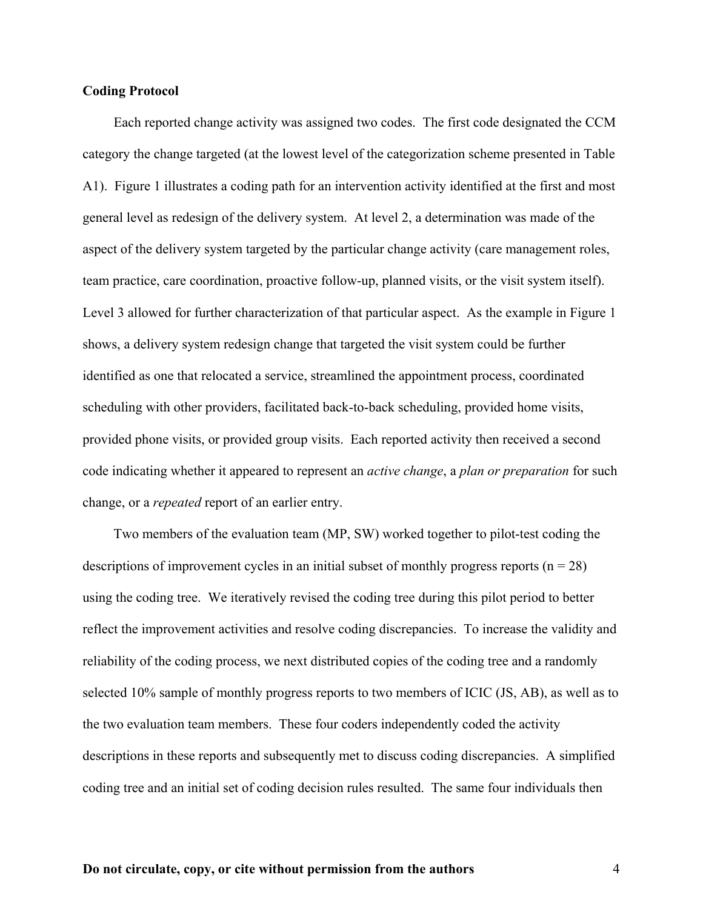**Coding Protocol**

Each reported change activity was assigned two codes. The first code designated the CCM category the change targeted (at the lowest level of the categorization scheme presented in Table A1). Figure 1 illustrates a coding path for an intervention activity identified at the first and most general level as redesign of the delivery system. At level 2, a determination was made of the aspect of the delivery system targeted by the particular change activity (care management roles, team practice, care coordination, proactive follow-up, planned visits, or the visit system itself). Level 3 allowed for further characterization of that particular aspect. As the example in Figure 1 shows, a delivery system redesign change that targeted the visit system could be further identified as one that relocated a service, streamlined the appointment process, coordinated scheduling with other providers, facilitated back-to-back scheduling, provided home visits, provided phone visits, or provided group visits. Each reported activity then received a second code indicating whether it appeared to represent an *active change*, a *plan or preparation* for such change, or a *repeated* report of an earlier entry.

Two members of the evaluation team (MP, SW) worked together to pilot-test coding the descriptions of improvement cycles in an initial subset of monthly progress reports (n = 28) using the coding tree. We iteratively revised the coding tree during this pilot period to better reflect the improvement activities and resolve coding discrepancies. To increase the validity and reliability of the coding process, we next distributed copies of the coding tree and a randomly selected 10% sample of monthly progress reports to two members of ICIC (JS, AB), as well as to the two evaluation team members. These four coders independently coded the activity descriptions in these reports and subsequently met to discuss coding discrepancies. A simplified coding tree and an initial set of coding decision rules resulted. The same four individuals then

**Do not circulate, copy, or cite without permission from the authors**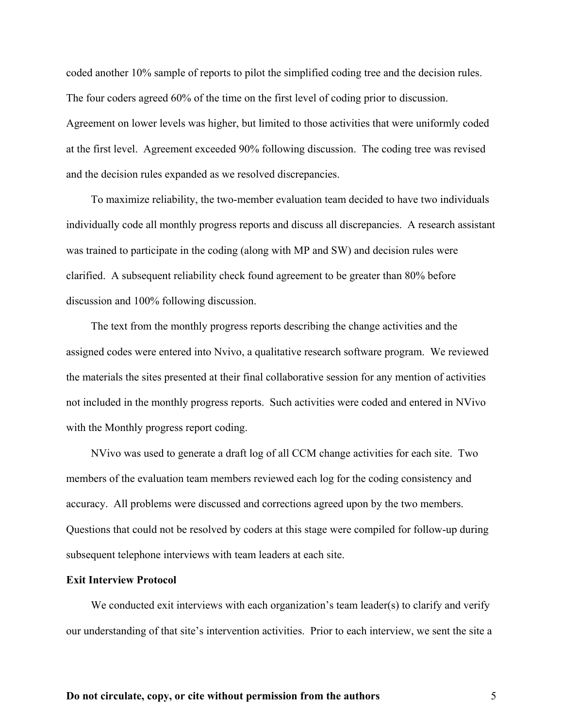coded another 10% sample of reports to pilot the simplified coding tree and the decision rules. The four coders agreed 60% of the time on the first level of coding prior to discussion. Agreement on lower levels was higher, but limited to those activities that were uniformly coded at the first level. Agreement exceeded 90% following discussion. The coding tree was revised and the decision rules expanded as we resolved discrepancies.

To maximize reliability, the two-member evaluation team decided to have two individuals individually code all monthly progress reports and discuss all discrepancies. A research assistant was trained to participate in the coding (along with MP and SW) and decision rules were clarified. A subsequent reliability check found agreement to be greater than 80% before discussion and 100% following discussion.

The text from the monthly progress reports describing the change activities and the assigned codes were entered into Nvivo, a qualitative research software program. We reviewed the materials the sites presented at their final collaborative session for any mention of activities not included in the monthly progress reports. Such activities were coded and entered in NVivo with the Monthly progress report coding.

NVivo was used to generate a draft log of all CCM change activities for each site. Two members of the evaluation team members reviewed each log for the coding consistency and accuracy. All problems were discussed and corrections agreed upon by the two members. Questions that could not be resolved by coders at this stage were compiled for follow-up during subsequent telephone interviews with team leaders at each site.

**Exit Interview Protocol**

We conducted exit interviews with each organization's team leader(s) to clarify and verify our understanding of that site's intervention activities. Prior to each interview, we sent the site a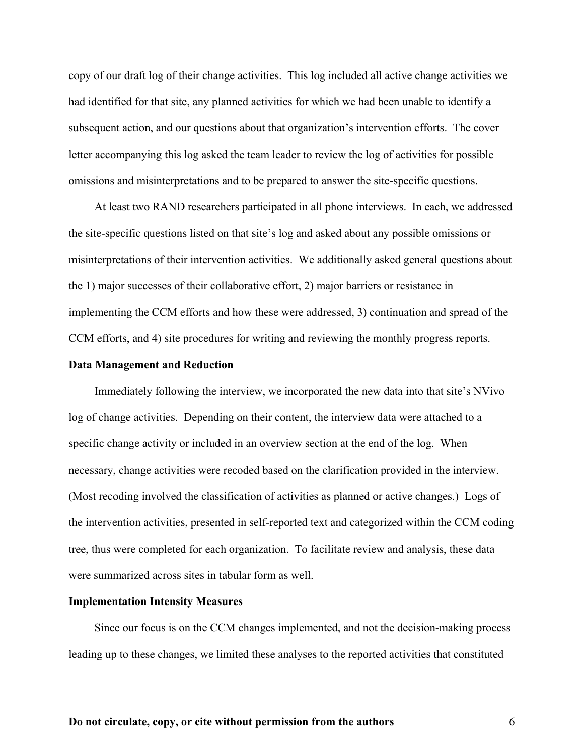copy of our draft log of their change activities. This log included all active change activities we had identified for that site, any planned activities for which we had been unable to identify a subsequent action, and our questions about that organization's intervention efforts. The cover letter accompanying this log asked the team leader to review the log of activities for possible omissions and misinterpretations and to be prepared to answer the site-specific questions.

At least two RAND researchers participated in all phone interviews. In each, we addressed the site-specific questions listed on that site's log and asked about any possible omissions or misinterpretations of their intervention activities. We additionally asked general questions about the 1) major successes of their collaborative effort, 2) major barriers or resistance in implementing the CCM efforts and how these were addressed, 3) continuation and spread of the CCM efforts, and 4) site procedures for writing and reviewing the monthly progress reports.

**Data Management and Reduction**

Immediately following the interview, we incorporated the new data into that site's NVivo log of change activities. Depending on their content, the interview data were attached to a specific change activity or included in an overview section at the end of the log. When necessary, change activities were recoded based on the clarification provided in the interview. (Most recoding involved the classification of activities as planned or active changes.) Logs of the intervention activities, presented in self-reported text and categorized within the CCM coding tree, thus were completed for each organization. To facilitate review and analysis, these data were summarized across sites in tabular form as well.

**Implementation Intensity Measures**

Since our focus is on the CCM changes implemented, and not the decision-making process leading up to these changes, we limited these analyses to the reported activities that constituted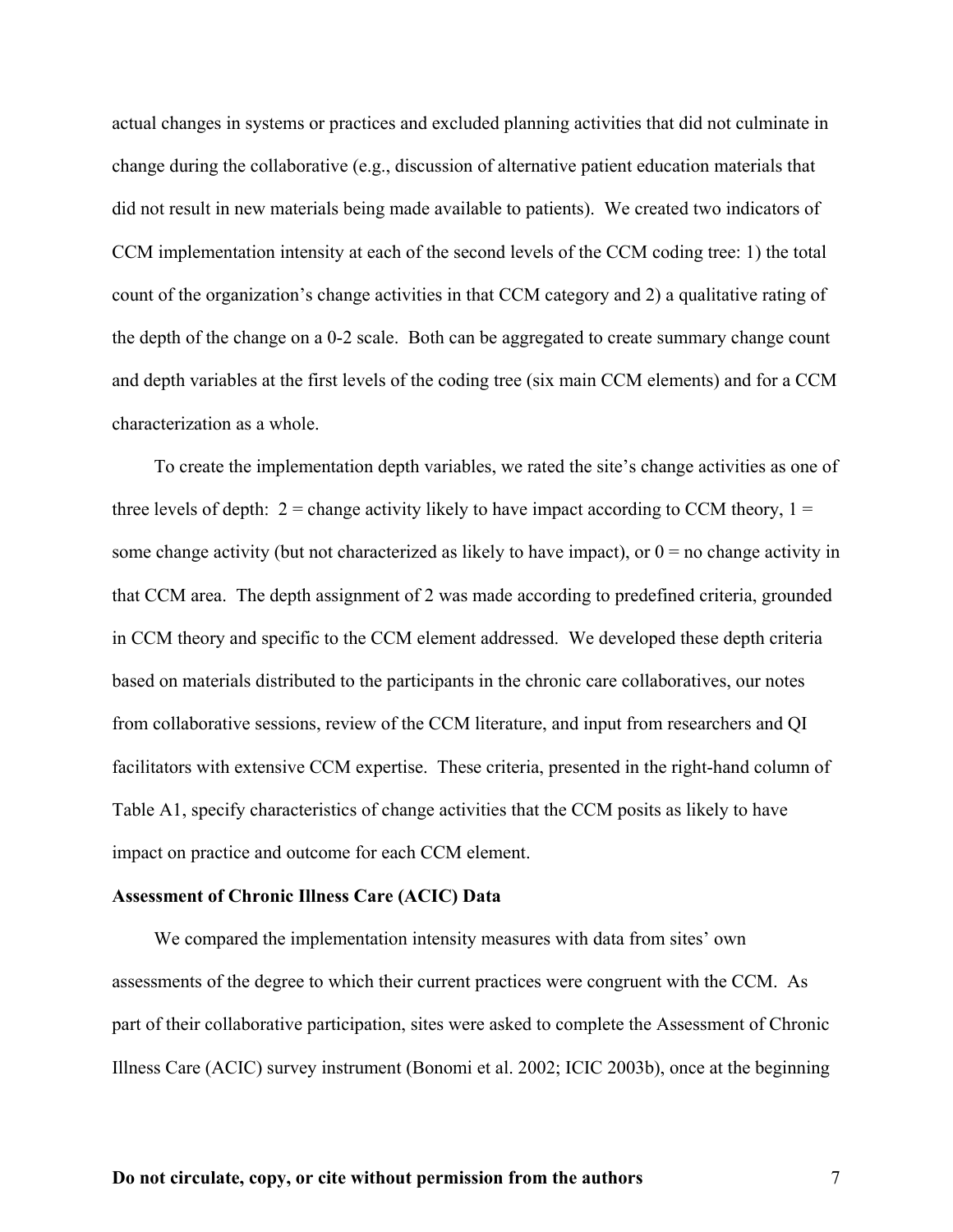actual changes in systems or practices and excluded planning activities that did not culminate in change during the collaborative (e.g., discussion of alternative patient education materials that did not result in new materials being made available to patients). We created two indicators of CCM implementation intensity at each of the second levels of the CCM coding tree: 1) the total count of the organization's change activities in that CCM category and 2) a qualitative rating of the depth of the change on a 0-2 scale. Both can be aggregated to create summary change count and depth variables at the first levels of the coding tree (six main CCM elements) and for a CCM characterization as a whole.

To create the implementation depth variables, we rated the site's change activities as one of three levels of depth: 2 = change activity likely to have impact according to CCM theory, 1 = some change activity (but not characterized as likely to have impact), or 0 = no change activity in that CCM area. The depth assignment of 2 was made according to predefined criteria, grounded in CCM theory and specific to the CCM element addressed. We developed these depth criteria based on materials distributed to the participants in the chronic care collaboratives, our notes from collaborative sessions, review of the CCM literature, and input from researchers and QI facilitators with extensive CCM expertise. These criteria, presented in the right-hand column of Table A1, specify characteristics of change activities that the CCM posits as likely to have impact on practice and outcome for each CCM element.

**Assessment of Chronic Illness Care (ACIC) Data**

We compared the implementation intensity measures with data from sites' own assessments of the degree to which their current practices were congruent with the CCM. As part of their collaborative participation, sites were asked to complete the Assessment of Chronic Illness Care (ACIC) survey instrument (Bonomi et al. 2002; ICIC 2003b), once at the beginning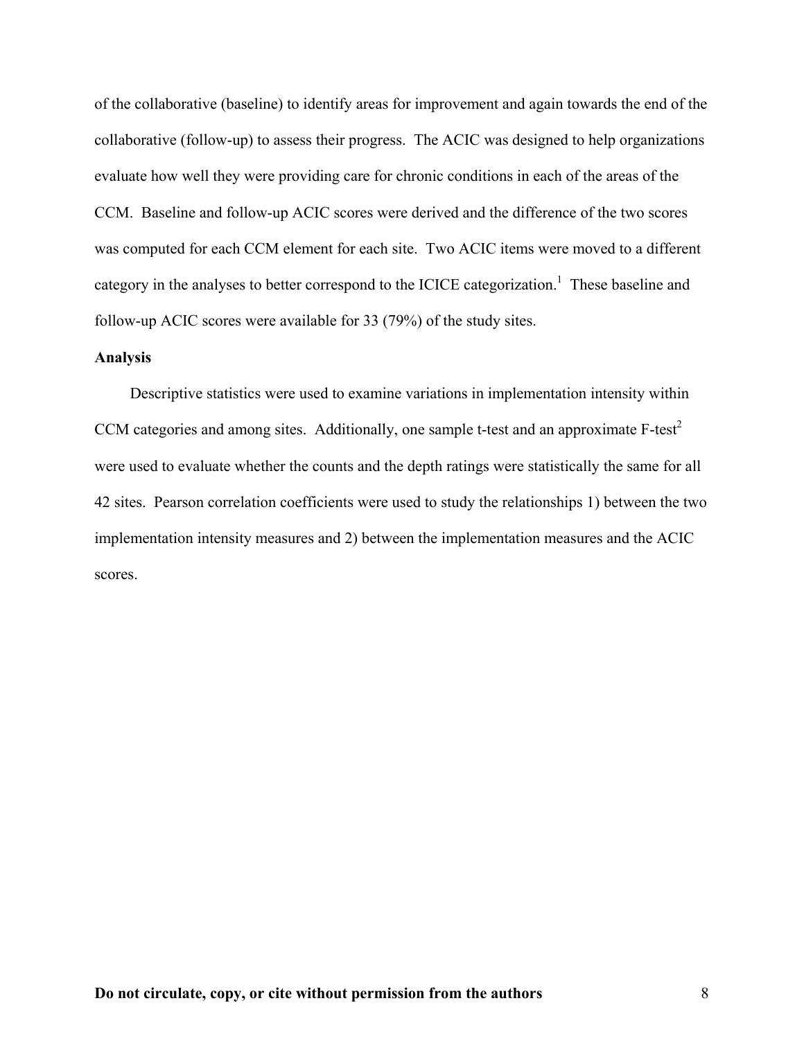of the collaborative (baseline) to identify areas for improvement and again towards the end of the collaborative (follow-up) to assess their progress. The ACIC was designed to help organizations evaluate how well they were providing care for chronic conditions in each of the areas of the CCM. Baseline and follow-up ACIC scores were derived and the difference of the two scores was computed for each CCM element for each site. Two ACIC items were moved to a different category in the analyses to better correspond to the ICICE categorization.[1] These baseline and follow-up ACIC scores were available for 33 (79%) of the study sites.

**Analysis**

Descriptive statistics were used to examine variations in implementation intensity within CCM categories and among sites. Additionally, one sample t-test and an approximate F-test[2] were used to evaluate whether the counts and the depth ratings were statistically the same for all 42 sites. Pearson correlation coefficients were used to study the relationships 1) between the two implementation intensity measures and 2) between the implementation measures and the ACIC scores.

**Do not circulate, copy, or cite without permission from the authors**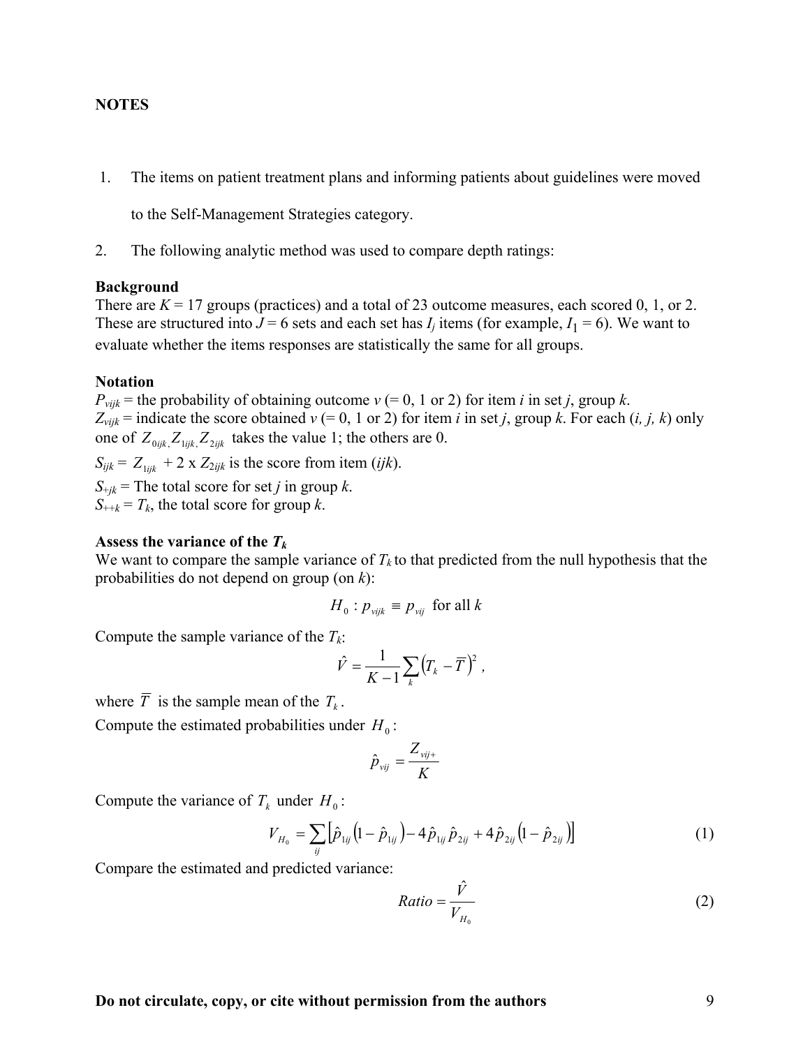**NOTES**

1. The items on patient treatment plans and informing patients about guidelines were moved to the Self-Management Strategies category.

2. The following analytic method was used to compare depth ratings:

**Background**

There are $K = 17$ groups (practices) and a total of 23 outcome measures, each scored 0, 1, or 2. These are structured into $J = 6$ sets and each set has $I_j$ items (for example, $I_1 = 6$). We want to evaluate whether the items responses are statistically the same for all groups.

**Notation**

$P_{vijk}$ = the probability of obtaining outcome $v$ (= 0, 1 or 2) for item $i$ in set $j$, group $k$.

$Z_{vijk}$ = indicate the score obtained $v$ (= 0, 1 or 2) for item $i$ in set $j$, group $k$. For each $(i, j, k)$ only one of $Z_{0ijk}, Z_{1ijk}, Z_{2ijk}$ takes the value 1; the others are 0.

$S_{ijk} = Z_{1ijk} + 2 \times Z_{2ijk}$ is the score from item ($ijk$).

$S_{+jk}$ = The total score for set $j$ in group $k$.

$S_{++k} = T_k$, the total score for group $k$.

**Assess the variance of the $T_k$**

We want to compare the sample variance of $T_k$ to that predicted from the null hypothesis that the probabilities do not depend on group (on $k$):

$$H_0 : p_{vijk} \equiv p_{vij} \text{ for all } k$$

Compute the sample variance of the $T_k$:

$$\hat{V} = \frac{1}{K-1}\sum_k \left(T_k - \overline{T}\right)^2 ,$$

where $\overline{T}$ is the sample mean of the $T_k$.

Compute the estimated probabilities under $H_0$:

$$\hat{p}_{vij} = \frac{Z_{vij+}}{K}$$

Compute the variance of $T_k$ under $H_0$:

$$V_{H_0} = \sum_{ij} \left[\hat{p}_{1ij}\left(1-\hat{p}_{1ij}\right) - 4\hat{p}_{1ij}\hat{p}_{2ij} + 4\hat{p}_{2ij}\left(1-\hat{p}_{2ij}\right)\right] \tag{1}$$

Compare the estimated and predicted variance:

$$Ratio = \frac{\hat{V}}{V_{H_0}} \tag{2}$$

**Do not circulate, copy, or cite without permission from the authors**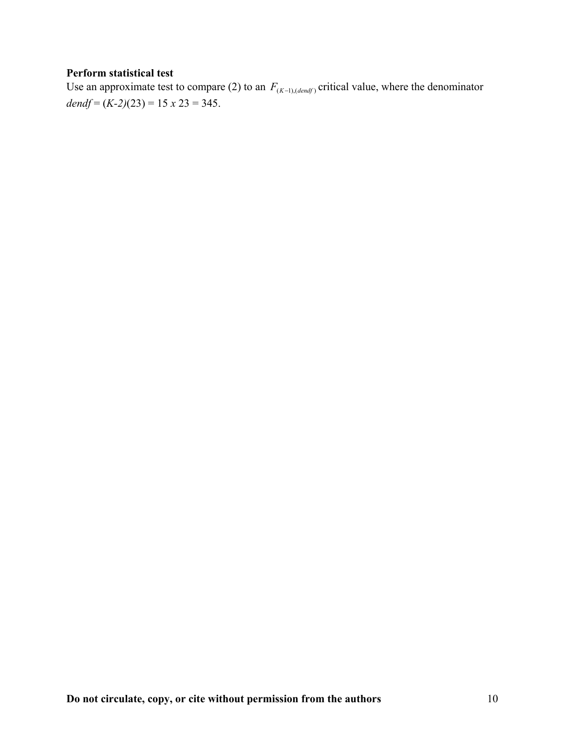**Perform statistical test**

Use an approximate test to compare (2) to an $F_{(K-1),(dendf)}$ critical value, where the denominator $dendf = (K\text{-}2)(23) = 15 \; x \; 23 = 345$.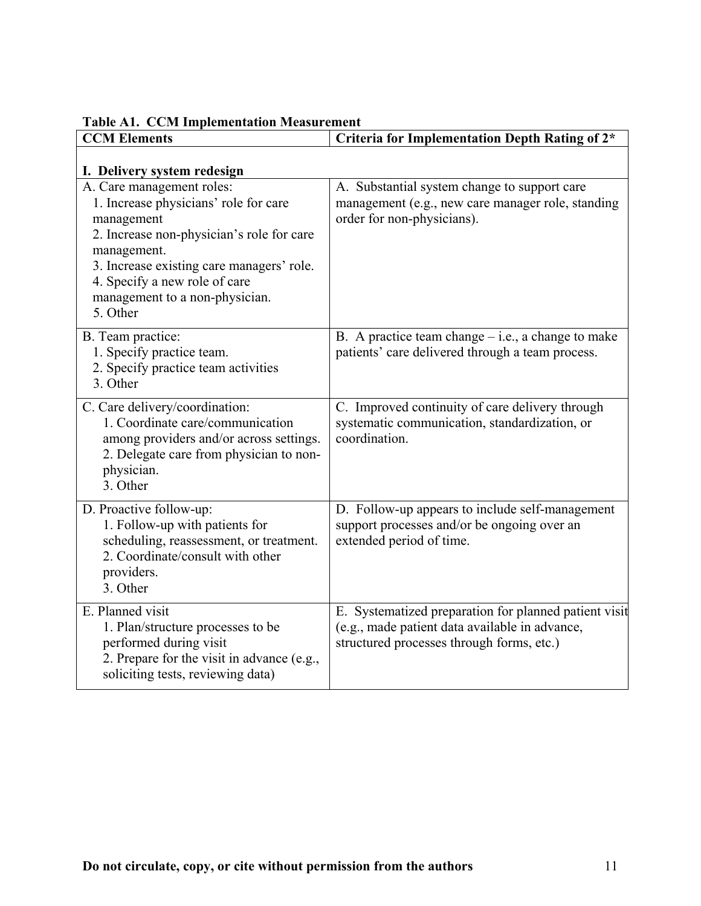**Table A1. CCM Implementation Measurement**

| CCM Elements | Criteria for Implementation Depth Rating of 2* |
|---|---|
| **I. Delivery system redesign** | |
| A. Care management roles:<br>1. Increase physicians' role for care management<br>2. Increase non-physician's role for care management.<br>3. Increase existing care managers' role.<br>4. Specify a new role of care management to a non-physician.<br>5. Other | A. Substantial system change to support care management (e.g., new care manager role, standing order for non-physicians). |
| B. Team practice:<br>1. Specify practice team.<br>2. Specify practice team activities<br>3. Other | B. A practice team change – i.e., a change to make patients' care delivered through a team process. |
| C. Care delivery/coordination:<br>1. Coordinate care/communication among providers and/or across settings.<br>2. Delegate care from physician to non-physician.<br>3. Other | C. Improved continuity of care delivery through systematic communication, standardization, or coordination. |
| D. Proactive follow-up:<br>1. Follow-up with patients for scheduling, reassessment, or treatment.<br>2. Coordinate/consult with other providers.<br>3. Other | D. Follow-up appears to include self-management support processes and/or be ongoing over an extended period of time. |
| E. Planned visit<br>1. Plan/structure processes to be performed during visit<br>2. Prepare for the visit in advance (e.g., soliciting tests, reviewing data) | E. Systematized preparation for planned patient visit (e.g., made patient data available in advance, structured processes through forms, etc.) |

**Do not circulate, copy, or cite without permission from the authors**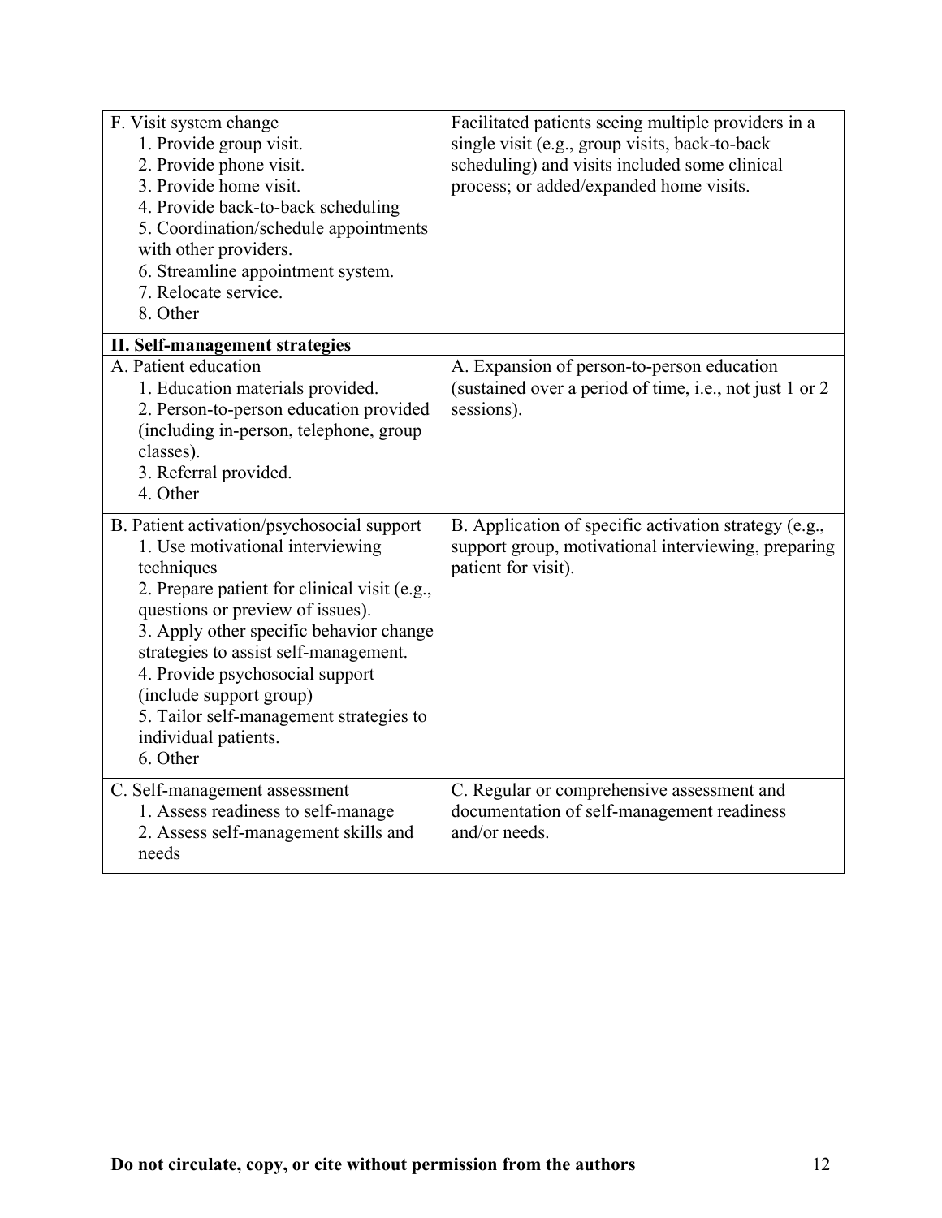| | |
|---|---|
| F. Visit system change<br>1. Provide group visit.<br>2. Provide phone visit.<br>3. Provide home visit.<br>4. Provide back-to-back scheduling<br>5. Coordination/schedule appointments with other providers.<br>6. Streamline appointment system.<br>7. Relocate service.<br>8. Other | Facilitated patients seeing multiple providers in a single visit (e.g., group visits, back-to-back scheduling) and visits included some clinical process; or added/expanded home visits. |
| **II. Self-management strategies** | |
| A. Patient education<br>1. Education materials provided.<br>2. Person-to-person education provided (including in-person, telephone, group classes).<br>3. Referral provided.<br>4. Other | A. Expansion of person-to-person education (sustained over a period of time, i.e., not just 1 or 2 sessions). |
| B. Patient activation/psychosocial support<br>1. Use motivational interviewing techniques<br>2. Prepare patient for clinical visit (e.g., questions or preview of issues).<br>3. Apply other specific behavior change strategies to assist self-management.<br>4. Provide psychosocial support (include support group)<br>5. Tailor self-management strategies to individual patients.<br>6. Other | B. Application of specific activation strategy (e.g., support group, motivational interviewing, preparing patient for visit). |
| C. Self-management assessment<br>1. Assess readiness to self-manage<br>2. Assess self-management skills and needs | C. Regular or comprehensive assessment and documentation of self-management readiness and/or needs. |

**Do not circulate, copy, or cite without permission from the authors**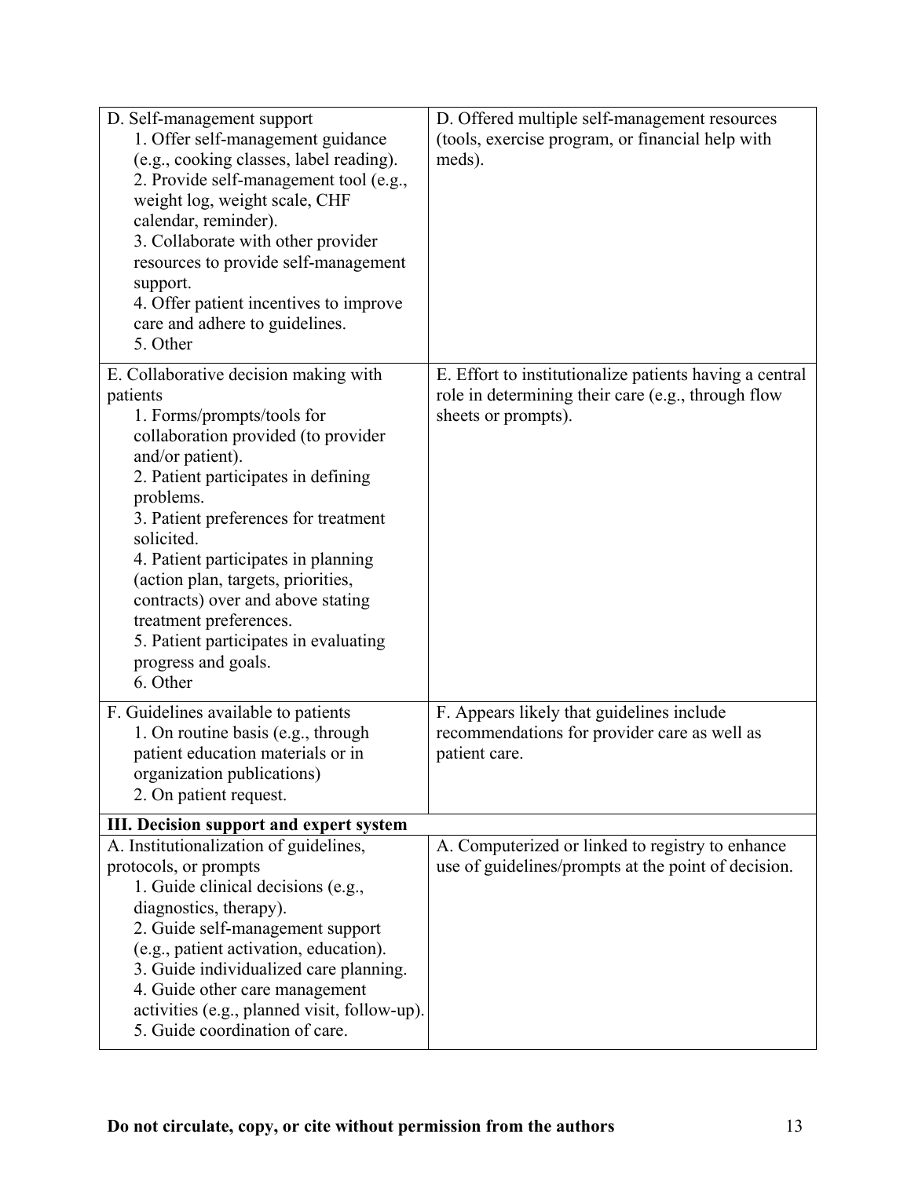| | |
|---|---|
| D. Self-management support<br>1. Offer self-management guidance (e.g., cooking classes, label reading).<br>2. Provide self-management tool (e.g., weight log, weight scale, CHF calendar, reminder).<br>3. Collaborate with other provider resources to provide self-management support.<br>4. Offer patient incentives to improve care and adhere to guidelines.<br>5. Other | D. Offered multiple self-management resources (tools, exercise program, or financial help with meds). |
| E. Collaborative decision making with patients<br>1. Forms/prompts/tools for collaboration provided (to provider and/or patient).<br>2. Patient participates in defining problems.<br>3. Patient preferences for treatment solicited.<br>4. Patient participates in planning (action plan, targets, priorities, contracts) over and above stating treatment preferences.<br>5. Patient participates in evaluating progress and goals.<br>6. Other | E. Effort to institutionalize patients having a central role in determining their care (e.g., through flow sheets or prompts). |
| F. Guidelines available to patients<br>1. On routine basis (e.g., through patient education materials or in organization publications)<br>2. On patient request. | F. Appears likely that guidelines include recommendations for provider care as well as patient care. |
| **III. Decision support and expert system** | |
| A. Institutionalization of guidelines, protocols, or prompts<br>1. Guide clinical decisions (e.g., diagnostics, therapy).<br>2. Guide self-management support (e.g., patient activation, education).<br>3. Guide individualized care planning.<br>4. Guide other care management activities (e.g., planned visit, follow-up).<br>5. Guide coordination of care. | A. Computerized or linked to registry to enhance use of guidelines/prompts at the point of decision. |

**Do not circulate, copy, or cite without permission from the authors**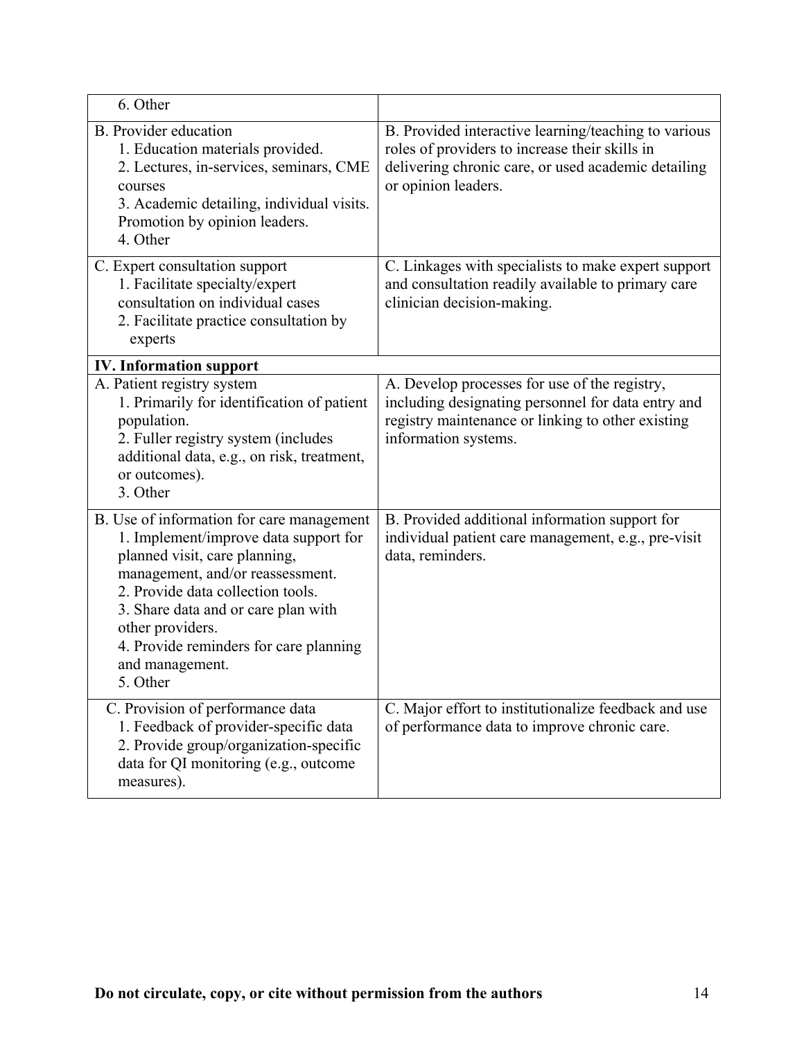| | |
|---|---|
| 6. Other | |
| B. Provider education<br>1. Education materials provided.<br>2. Lectures, in-services, seminars, CME courses<br>3. Academic detailing, individual visits. Promotion by opinion leaders.<br>4. Other | B. Provided interactive learning/teaching to various roles of providers to increase their skills in delivering chronic care, or used academic detailing or opinion leaders. |
| C. Expert consultation support<br>1. Facilitate specialty/expert consultation on individual cases<br>2. Facilitate practice consultation by experts | C. Linkages with specialists to make expert support and consultation readily available to primary care clinician decision-making. |
| **IV. Information support** | |
| A. Patient registry system<br>1. Primarily for identification of patient population.<br>2. Fuller registry system (includes additional data, e.g., on risk, treatment, or outcomes).<br>3. Other | A. Develop processes for use of the registry, including designating personnel for data entry and registry maintenance or linking to other existing information systems. |
| B. Use of information for care management<br>1. Implement/improve data support for planned visit, care planning, management, and/or reassessment.<br>2. Provide data collection tools.<br>3. Share data and or care plan with other providers.<br>4. Provide reminders for care planning and management.<br>5. Other | B. Provided additional information support for individual patient care management, e.g., pre-visit data, reminders. |
| C. Provision of performance data<br>1. Feedback of provider-specific data<br>2. Provide group/organization-specific data for QI monitoring (e.g., outcome measures). | C. Major effort to institutionalize feedback and use of performance data to improve chronic care. |

**Do not circulate, copy, or cite without permission from the authors**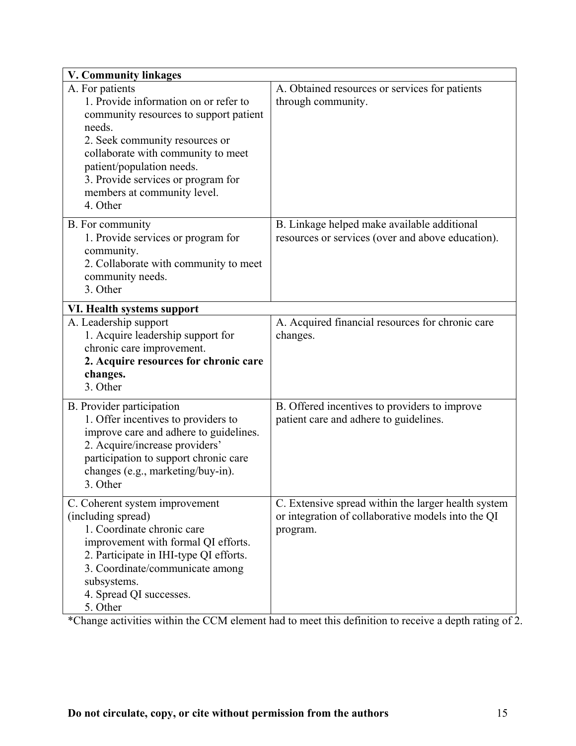| V. Community linkages | |
|---|---|
| A. For patients<br>1. Provide information on or refer to community resources to support patient needs.<br>2. Seek community resources or collaborate with community to meet patient/population needs.<br>3. Provide services or program for members at community level.<br>4. Other | A. Obtained resources or services for patients through community. |
| B. For community<br>1. Provide services or program for community.<br>2. Collaborate with community to meet community needs.<br>3. Other | B. Linkage helped make available additional resources or services (over and above education). |
| **VI. Health systems support** | |
| A. Leadership support<br>1. Acquire leadership support for chronic care improvement.<br>**2. Acquire resources for chronic care changes.**<br>3. Other | A. Acquired financial resources for chronic care changes. |
| B. Provider participation<br>1. Offer incentives to providers to improve care and adhere to guidelines.<br>2. Acquire/increase providers' participation to support chronic care changes (e.g., marketing/buy-in).<br>3. Other | B. Offered incentives to providers to improve patient care and adhere to guidelines. |
| C. Coherent system improvement (including spread)<br>1. Coordinate chronic care improvement with formal QI efforts.<br>2. Participate in IHI-type QI efforts.<br>3. Coordinate/communicate among subsystems.<br>4. Spread QI successes.<br>5. Other | C. Extensive spread within the larger health system or integration of collaborative models into the QI program. |

*Change activities within the CCM element had to meet this definition to receive a depth rating of 2.

**Do not circulate, copy, or cite without permission from the authors**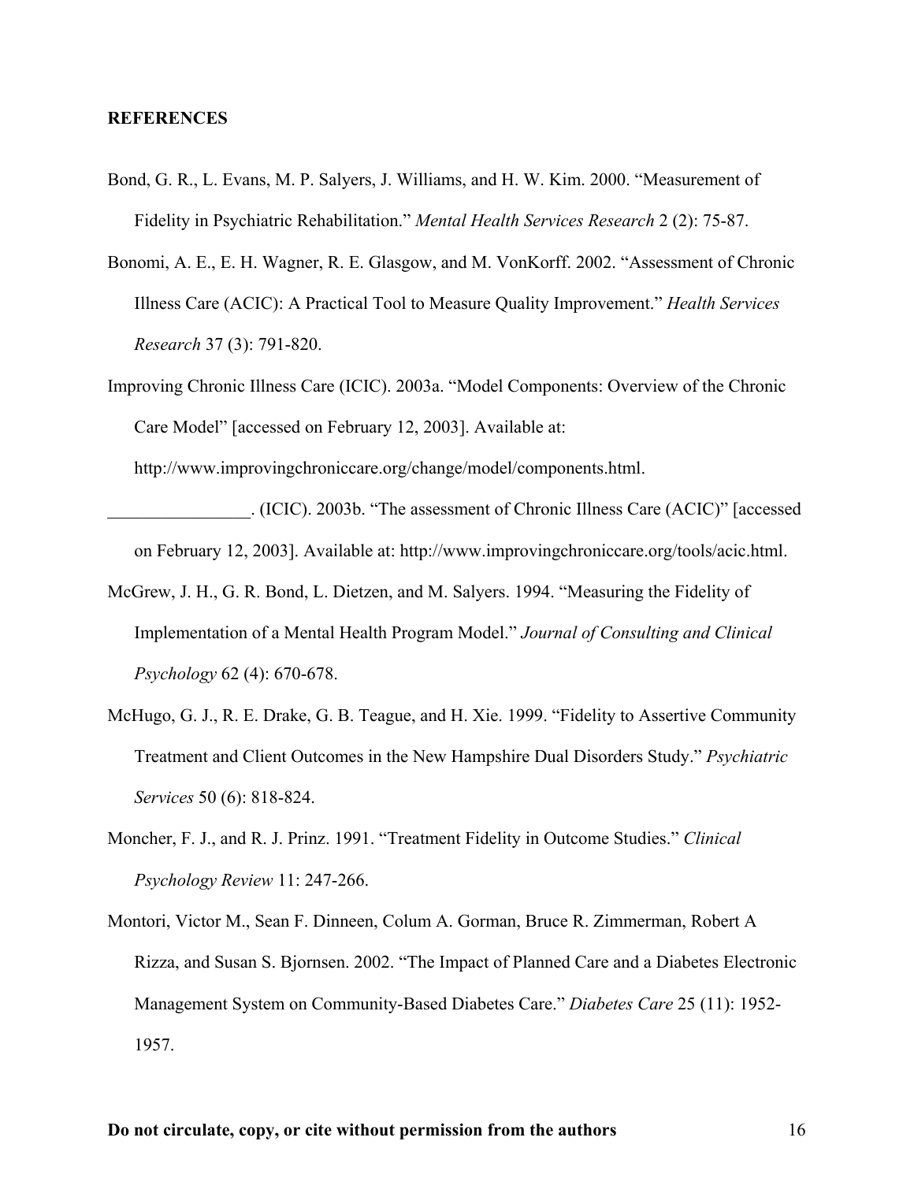## REFERENCES

Bond, G. R., L. Evans, M. P. Salyers, J. Williams, and H. W. Kim. 2000. "Measurement of Fidelity in Psychiatric Rehabilitation." *Mental Health Services Research* 2 (2): 75-87.

Bonomi, A. E., E. H. Wagner, R. E. Glasgow, and M. VonKorff. 2002. "Assessment of Chronic Illness Care (ACIC): A Practical Tool to Measure Quality Improvement." *Health Services Research* 37 (3): 791-820.

Improving Chronic Illness Care (ICIC). 2003a. "Model Components: Overview of the Chronic Care Model" [accessed on February 12, 2003]. Available at: http://www.improvingchroniccare.org/change/model/components.html.

________________. (ICIC). 2003b. "The assessment of Chronic Illness Care (ACIC)" [accessed on February 12, 2003]. Available at: http://www.improvingchroniccare.org/tools/acic.html.

McGrew, J. H., G. R. Bond, L. Dietzen, and M. Salyers. 1994. "Measuring the Fidelity of Implementation of a Mental Health Program Model." *Journal of Consulting and Clinical Psychology* 62 (4): 670-678.

McHugo, G. J., R. E. Drake, G. B. Teague, and H. Xie. 1999. "Fidelity to Assertive Community Treatment and Client Outcomes in the New Hampshire Dual Disorders Study." *Psychiatric Services* 50 (6): 818-824.

Moncher, F. J., and R. J. Prinz. 1991. "Treatment Fidelity in Outcome Studies." *Clinical Psychology Review* 11: 247-266.

Montori, Victor M., Sean F. Dinneen, Colum A. Gorman, Bruce R. Zimmerman, Robert A Rizza, and Susan S. Bjornsen. 2002. "The Impact of Planned Care and a Diabetes Electronic Management System on Community-Based Diabetes Care." *Diabetes Care* 25 (11): 1952-1957.

**Do not circulate, copy, or cite without permission from the authors**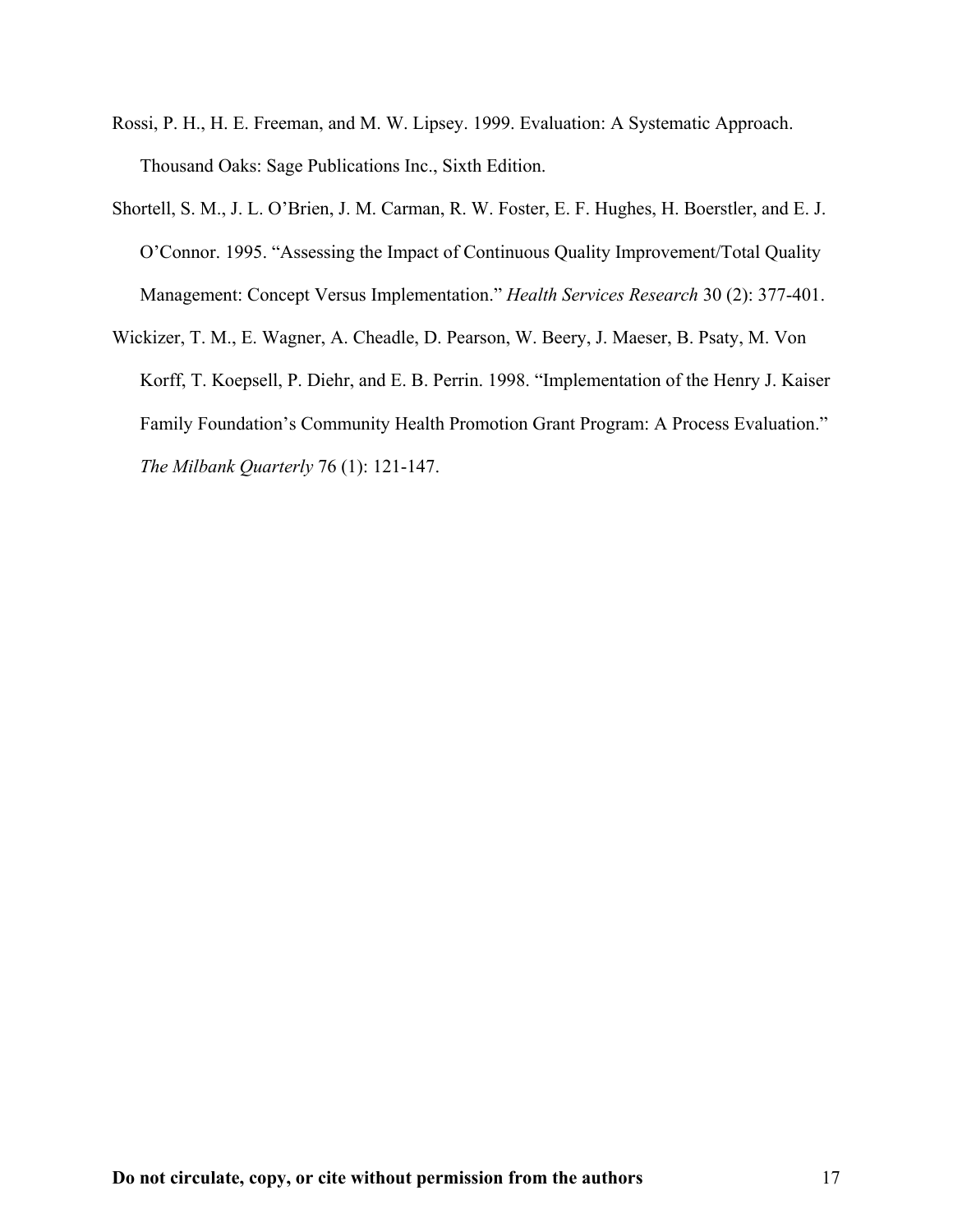Rossi, P. H., H. E. Freeman, and M. W. Lipsey. 1999. Evaluation: A Systematic Approach. Thousand Oaks: Sage Publications Inc., Sixth Edition.

Shortell, S. M., J. L. O'Brien, J. M. Carman, R. W. Foster, E. F. Hughes, H. Boerstler, and E. J. O'Connor. 1995. "Assessing the Impact of Continuous Quality Improvement/Total Quality Management: Concept Versus Implementation." *Health Services Research* 30 (2): 377-401.

Wickizer, T. M., E. Wagner, A. Cheadle, D. Pearson, W. Beery, J. Maeser, B. Psaty, M. Von Korff, T. Koepsell, P. Diehr, and E. B. Perrin. 1998. "Implementation of the Henry J. Kaiser Family Foundation's Community Health Promotion Grant Program: A Process Evaluation." *The Milbank Quarterly* 76 (1): 121-147.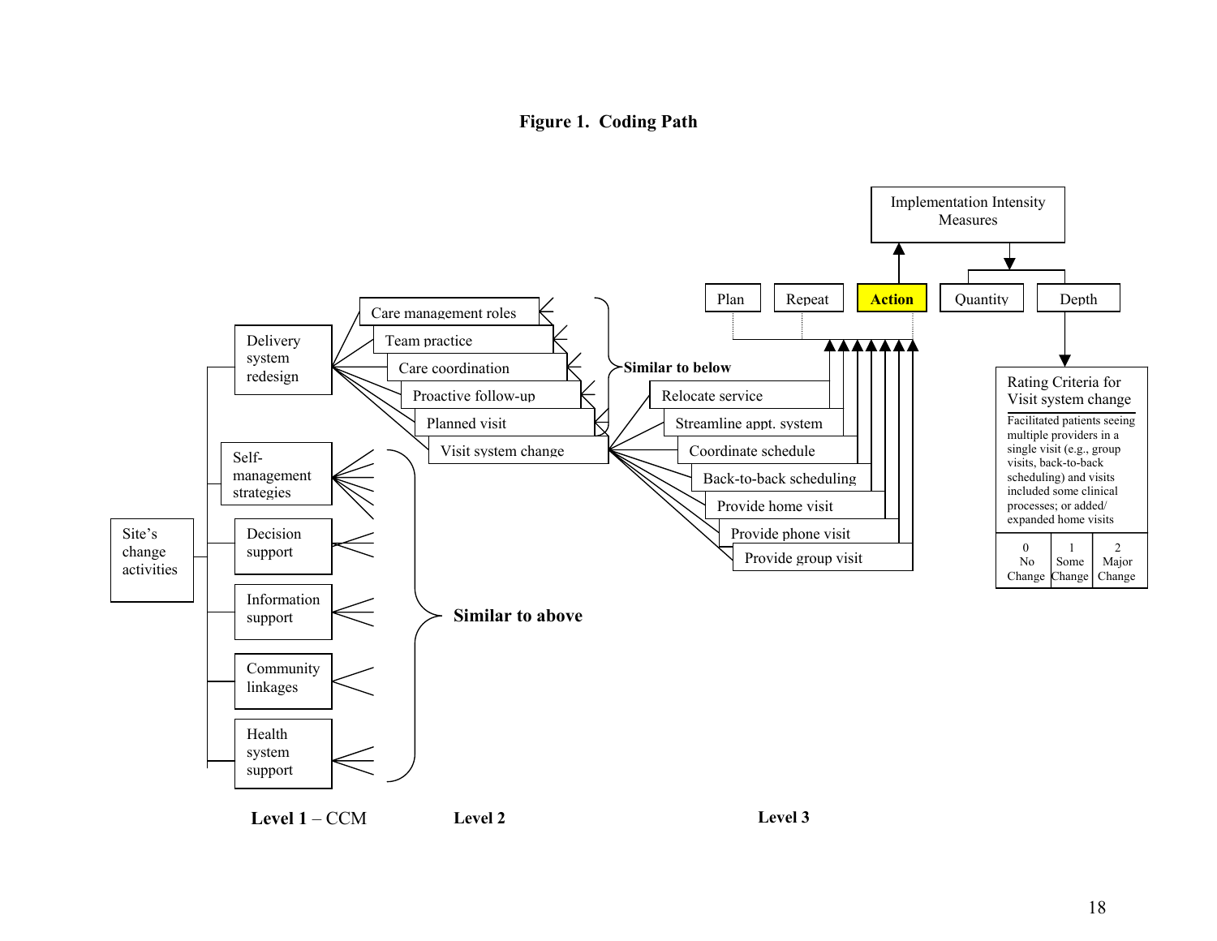**Figure 1. Coding Path**

Site's change activities

Delivery system redesign

Self-management strategies

Decision support

Information support

Community linkages

Health system support

Care management roles

Team practice

Care coordination

Proactive follow-up

Planned visit

Visit system change

**Similar to below**

**Similar to above**

Relocate service

Streamline appt. system

Coordinate schedule

Back-to-back scheduling

Provide home visit

Provide phone visit

Provide group visit

Implementation Intensity Measures

Plan

Repeat

**Action**

Quantity

Depth

Rating Criteria for Visit system change

Facilitated patients seeing multiple providers in a single visit (e.g., group visits, back-to-back scheduling) and visits included some clinical processes; or added/ expanded home visits

| 0 No Change | 1 Some Change | 2 Major Change |
| --- | --- | --- |

**Level 1** – CCM

**Level 2**

**Level 3**